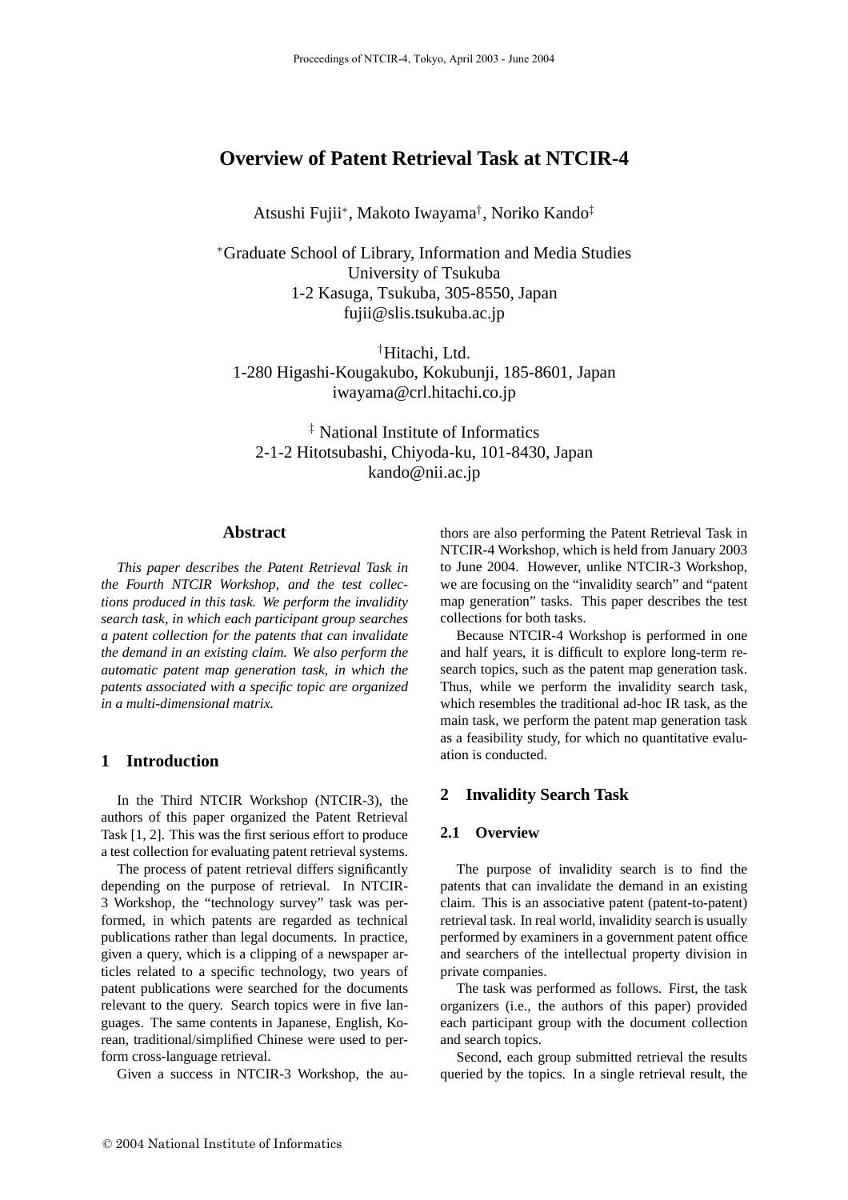# Overview of Patent Retrieval Task at NTCIR-4

Atsushi Fujii*, Makoto Iwayama†, Noriko Kando‡

*Graduate School of Library, Information and Media Studies
University of Tsukuba
1-2 Kasuga, Tsukuba, 305-8550, Japan
fujii@slis.tsukuba.ac.jp

†Hitachi, Ltd.
1-280 Higashi-Kougakubo, Kokubunji, 185-8601, Japan
iwayama@crl.hitachi.co.jp

‡ National Institute of Informatics
2-1-2 Hitotsubashi, Chiyoda-ku, 101-8430, Japan
kando@nii.ac.jp

## Abstract

*This paper describes the Patent Retrieval Task in the Fourth NTCIR Workshop, and the test collections produced in this task. We perform the invalidity search task, in which each participant group searches a patent collection for the patents that can invalidate the demand in an existing claim. We also perform the automatic patent map generation task, in which the patents associated with a specific topic are organized in a multi-dimensional matrix.*

## 1 Introduction

In the Third NTCIR Workshop (NTCIR-3), the authors of this paper organized the Patent Retrieval Task [1, 2]. This was the first serious effort to produce a test collection for evaluating patent retrieval systems.

The process of patent retrieval differs significantly depending on the purpose of retrieval. In NTCIR-3 Workshop, the "technology survey" task was performed, in which patents are regarded as technical publications rather than legal documents. In practice, given a query, which is a clipping of a newspaper articles related to a specific technology, two years of patent publications were searched for the documents relevant to the query. Search topics were in five languages. The same contents in Japanese, English, Korean, traditional/simplified Chinese were used to perform cross-language retrieval.

Given a success in NTCIR-3 Workshop, the authors are also performing the Patent Retrieval Task in NTCIR-4 Workshop, which is held from January 2003 to June 2004. However, unlike NTCIR-3 Workshop, we are focusing on the "invalidity search" and "patent map generation" tasks. This paper describes the test collections for both tasks.

Because NTCIR-4 Workshop is performed in one and half years, it is difficult to explore long-term research topics, such as the patent map generation task. Thus, while we perform the invalidity search task, which resembles the traditional ad-hoc IR task, as the main task, we perform the patent map generation task as a feasibility study, for which no quantitative evaluation is conducted.

## 2 Invalidity Search Task

### 2.1 Overview

The purpose of invalidity search is to find the patents that can invalidate the demand in an existing claim. This is an associative patent (patent-to-patent) retrieval task. In real world, invalidity search is usually performed by examiners in a government patent office and searchers of the intellectual property division in private companies.

The task was performed as follows. First, the task organizers (i.e., the authors of this paper) provided each participant group with the document collection and search topics.

Second, each group submitted retrieval the results queried by the topics. In a single retrieval result, the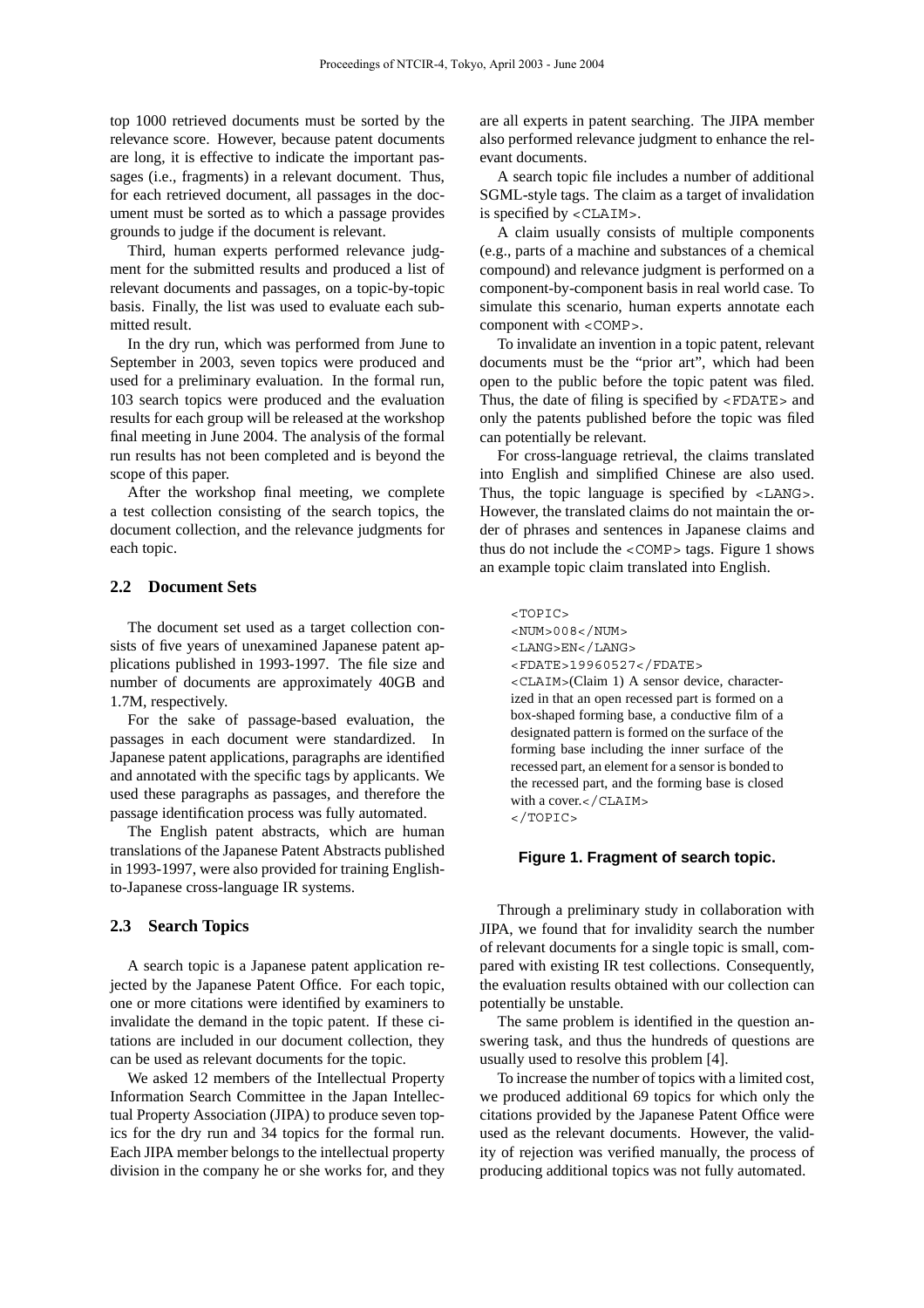top 1000 retrieved documents must be sorted by the relevance score. However, because patent documents are long, it is effective to indicate the important passages (i.e., fragments) in a relevant document. Thus, for each retrieved document, all passages in the document must be sorted as to which a passage provides grounds to judge if the document is relevant.

Third, human experts performed relevance judgment for the submitted results and produced a list of relevant documents and passages, on a topic-by-topic basis. Finally, the list was used to evaluate each submitted result.

In the dry run, which was performed from June to September in 2003, seven topics were produced and used for a preliminary evaluation. In the formal run, 103 search topics were produced and the evaluation results for each group will be released at the workshop final meeting in June 2004. The analysis of the formal run results has not been completed and is beyond the scope of this paper.

After the workshop final meeting, we complete a test collection consisting of the search topics, the document collection, and the relevance judgments for each topic.

### 2.2 Document Sets

The document set used as a target collection consists of five years of unexamined Japanese patent applications published in 1993-1997. The file size and number of documents are approximately 40GB and 1.7M, respectively.

For the sake of passage-based evaluation, the passages in each document were standardized. In Japanese patent applications, paragraphs are identified and annotated with the specific tags by applicants. We used these paragraphs as passages, and therefore the passage identification process was fully automated.

The English patent abstracts, which are human translations of the Japanese Patent Abstracts published in 1993-1997, were also provided for training English-to-Japanese cross-language IR systems.

### 2.3 Search Topics

A search topic is a Japanese patent application rejected by the Japanese Patent Office. For each topic, one or more citations were identified by examiners to invalidate the demand in the topic patent. If these citations are included in our document collection, they can be used as relevant documents for the topic.

We asked 12 members of the Intellectual Property Information Search Committee in the Japan Intellectual Property Association (JIPA) to produce seven topics for the dry run and 34 topics for the formal run. Each JIPA member belongs to the intellectual property division in the company he or she works for, and they are all experts in patent searching. The JIPA member also performed relevance judgment to enhance the relevant documents.

A search topic file includes a number of additional SGML-style tags. The claim as a target of invalidation is specified by `<CLAIM>`.

A claim usually consists of multiple components (e.g., parts of a machine and substances of a chemical compound) and relevance judgment is performed on a component-by-component basis in real world case. To simulate this scenario, human experts annotate each component with `<COMP>`.

To invalidate an invention in a topic patent, relevant documents must be the "prior art", which had been open to the public before the topic patent was filed. Thus, the date of filing is specified by `<FDATE>` and only the patents published before the topic was filed can potentially be relevant.

For cross-language retrieval, the claims translated into English and simplified Chinese are also used. Thus, the topic language is specified by `<LANG>`. However, the translated claims do not maintain the order of phrases and sentences in Japanese claims and thus do not include the `<COMP>` tags. Figure 1 shows an example topic claim translated into English.

```
<TOPIC>
<NUM>008</NUM>
<LANG>EN</LANG>
<FDATE>19960527</FDATE>
<CLAIM>(Claim 1) A sensor device, characterized in that an open recessed part is formed on a box-shaped forming base, a conductive film of a designated pattern is formed on the surface of the forming base including the inner surface of the recessed part, an element for a sensor is bonded to the recessed part, and the forming base is closed with a cover.</CLAIM>
</TOPIC>
```

**Figure 1. Fragment of search topic.**

Through a preliminary study in collaboration with JIPA, we found that for invalidity search the number of relevant documents for a single topic is small, compared with existing IR test collections. Consequently, the evaluation results obtained with our collection can potentially be unstable.

The same problem is identified in the question answering task, and thus the hundreds of questions are usually used to resolve this problem [4].

To increase the number of topics with a limited cost, we produced additional 69 topics for which only the citations provided by the Japanese Patent Office were used as the relevant documents. However, the validity of rejection was verified manually, the process of producing additional topics was not fully automated.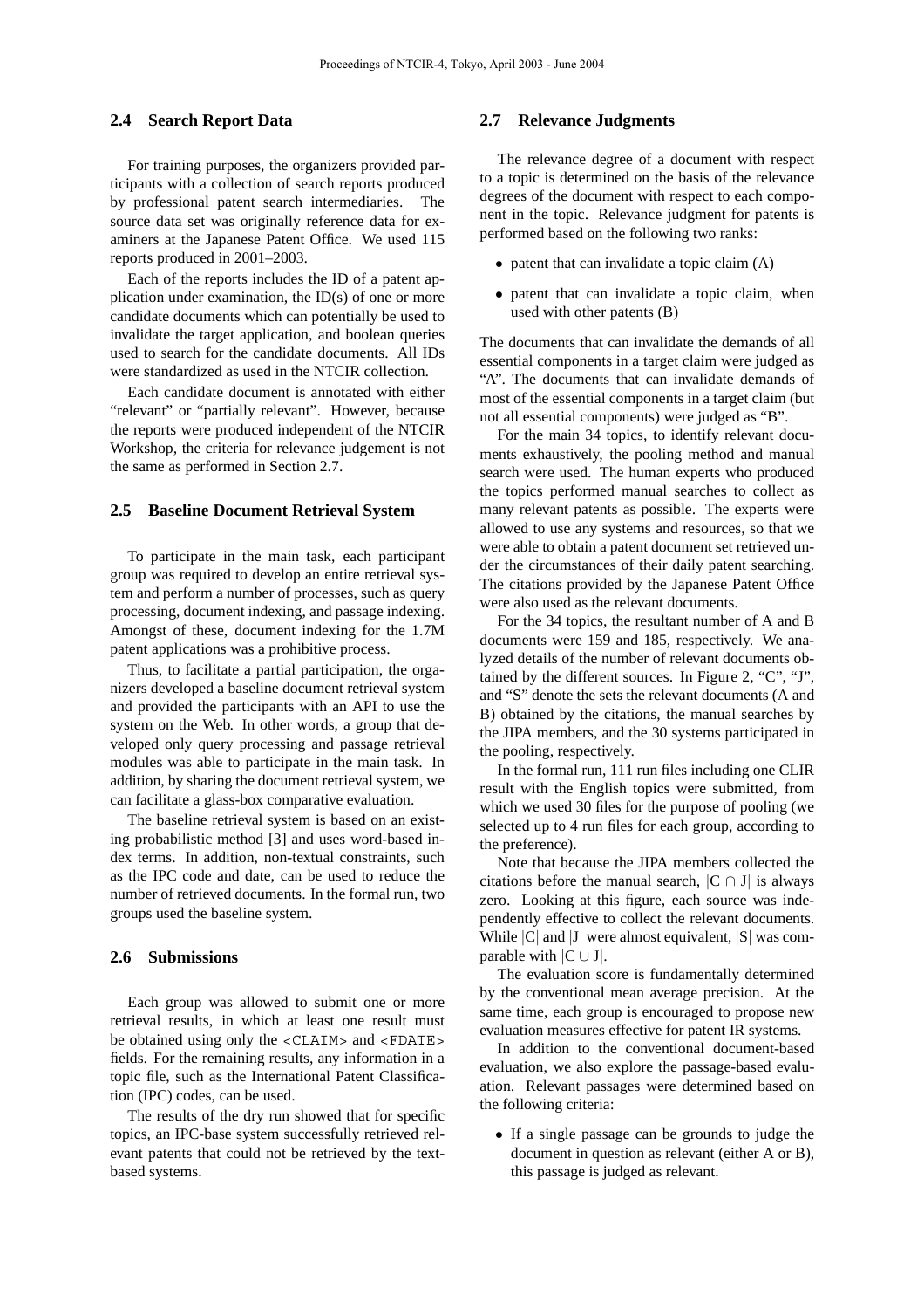### 2.4 Search Report Data

For training purposes, the organizers provided participants with a collection of search reports produced by professional patent search intermediaries. The source data set was originally reference data for examiners at the Japanese Patent Office. We used 115 reports produced in 2001–2003.

Each of the reports includes the ID of a patent application under examination, the ID(s) of one or more candidate documents which can potentially be used to invalidate the target application, and boolean queries used to search for the candidate documents. All IDs were standardized as used in the NTCIR collection.

Each candidate document is annotated with either "relevant" or "partially relevant". However, because the reports were produced independent of the NTCIR Workshop, the criteria for relevance judgement is not the same as performed in Section 2.7.

### 2.5 Baseline Document Retrieval System

To participate in the main task, each participant group was required to develop an entire retrieval system and perform a number of processes, such as query processing, document indexing, and passage indexing. Amongst of these, document indexing for the 1.7M patent applications was a prohibitive process.

Thus, to facilitate a partial participation, the organizers developed a baseline document retrieval system and provided the participants with an API to use the system on the Web. In other words, a group that developed only query processing and passage retrieval modules was able to participate in the main task. In addition, by sharing the document retrieval system, we can facilitate a glass-box comparative evaluation.

The baseline retrieval system is based on an existing probabilistic method [3] and uses word-based index terms. In addition, non-textual constraints, such as the IPC code and date, can be used to reduce the number of retrieved documents. In the formal run, two groups used the baseline system.

### 2.6 Submissions

Each group was allowed to submit one or more retrieval results, in which at least one result must be obtained using only the <CLAIM> and <FDATE> fields. For the remaining results, any information in a topic file, such as the International Patent Classification (IPC) codes, can be used.

The results of the dry run showed that for specific topics, an IPC-base system successfully retrieved relevant patents that could not be retrieved by the text-based systems.

### 2.7 Relevance Judgments

The relevance degree of a document with respect to a topic is determined on the basis of the relevance degrees of the document with respect to each component in the topic. Relevance judgment for patents is performed based on the following two ranks:

- patent that can invalidate a topic claim (A)
- patent that can invalidate a topic claim, when used with other patents (B)

The documents that can invalidate the demands of all essential components in a target claim were judged as "A". The documents that can invalidate demands of most of the essential components in a target claim (but not all essential components) were judged as "B".

For the main 34 topics, to identify relevant documents exhaustively, the pooling method and manual search were used. The human experts who produced the topics performed manual searches to collect as many relevant patents as possible. The experts were allowed to use any systems and resources, so that we were able to obtain a patent document set retrieved under the circumstances of their daily patent searching. The citations provided by the Japanese Patent Office were also used as the relevant documents.

For the 34 topics, the resultant number of A and B documents were 159 and 185, respectively. We analyzed details of the number of relevant documents obtained by the different sources. In Figure 2, "C", "J", and "S" denote the sets the relevant documents (A and B) obtained by the citations, the manual searches by the JIPA members, and the 30 systems participated in the pooling, respectively.

In the formal run, 111 run files including one CLIR result with the English topics were submitted, from which we used 30 files for the purpose of pooling (we selected up to 4 run files for each group, according to the preference).

Note that because the JIPA members collected the citations before the manual search, $|C \cap J|$ is always zero. Looking at this figure, each source was independently effective to collect the relevant documents. While $|C|$ and $|J|$ were almost equivalent, $|S|$ was comparable with $|C \cup J|$.

The evaluation score is fundamentally determined by the conventional mean average precision. At the same time, each group is encouraged to propose new evaluation measures effective for patent IR systems.

In addition to the conventional document-based evaluation, we also explore the passage-based evaluation. Relevant passages were determined based on the following criteria:

- If a single passage can be grounds to judge the document in question as relevant (either A or B), this passage is judged as relevant.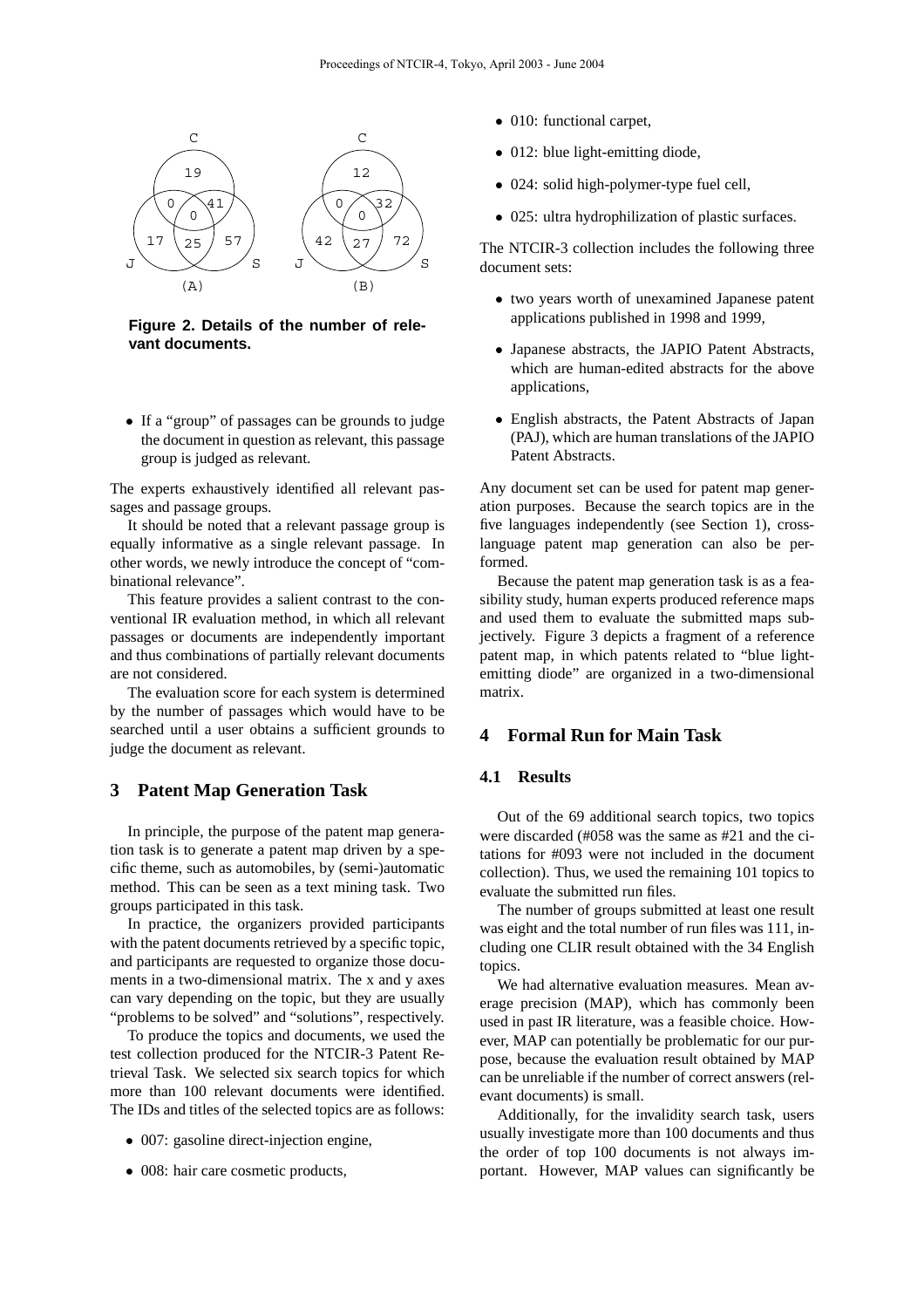C

19

0 41
0
17 25 57

J S

(A)

C

12

0 32
0
42 27 72

J S

(B)

**Figure 2. Details of the number of relevant documents.**

- If a "group" of passages can be grounds to judge the document in question as relevant, this passage group is judged as relevant.

The experts exhaustively identified all relevant passages and passage groups.

It should be noted that a relevant passage group is equally informative as a single relevant passage. In other words, we newly introduce the concept of "combinational relevance".

This feature provides a salient contrast to the conventional IR evaluation method, in which all relevant passages or documents are independently important and thus combinations of partially relevant documents are not considered.

The evaluation score for each system is determined by the number of passages which would have to be searched until a user obtains a sufficient grounds to judge the document as relevant.

## 3 Patent Map Generation Task

In principle, the purpose of the patent map generation task is to generate a patent map driven by a specific theme, such as automobiles, by (semi-)automatic method. This can be seen as a text mining task. Two groups participated in this task.

In practice, the organizers provided participants with the patent documents retrieved by a specific topic, and participants are requested to organize those documents in a two-dimensional matrix. The x and y axes can vary depending on the topic, but they are usually "problems to be solved" and "solutions", respectively.

To produce the topics and documents, we used the test collection produced for the NTCIR-3 Patent Retrieval Task. We selected six search topics for which more than 100 relevant documents were identified. The IDs and titles of the selected topics are as follows:

- 007: gasoline direct-injection engine,
- 008: hair care cosmetic products,
- 010: functional carpet,
- 012: blue light-emitting diode,
- 024: solid high-polymer-type fuel cell,
- 025: ultra hydrophilization of plastic surfaces.

The NTCIR-3 collection includes the following three document sets:

- two years worth of unexamined Japanese patent applications published in 1998 and 1999,
- Japanese abstracts, the JAPIO Patent Abstracts, which are human-edited abstracts for the above applications,
- English abstracts, the Patent Abstracts of Japan (PAJ), which are human translations of the JAPIO Patent Abstracts.

Any document set can be used for patent map generation purposes. Because the search topics are in the five languages independently (see Section 1), cross-language patent map generation can also be performed.

Because the patent map generation task is as a feasibility study, human experts produced reference maps and used them to evaluate the submitted maps subjectively. Figure 3 depicts a fragment of a reference patent map, in which patents related to "blue light-emitting diode" are organized in a two-dimensional matrix.

## 4 Formal Run for Main Task

### 4.1 Results

Out of the 69 additional search topics, two topics were discarded (#058 was the same as #21 and the citations for #093 were not included in the document collection). Thus, we used the remaining 101 topics to evaluate the submitted run files.

The number of groups submitted at least one result was eight and the total number of run files was 111, including one CLIR result obtained with the 34 English topics.

We had alternative evaluation measures. Mean average precision (MAP), which has commonly been used in past IR literature, was a feasible choice. However, MAP can potentially be problematic for our purpose, because the evaluation result obtained by MAP can be unreliable if the number of correct answers (relevant documents) is small.

Additionally, for the invalidity search task, users usually investigate more than 100 documents and thus the order of top 100 documents is not always important. However, MAP values can significantly be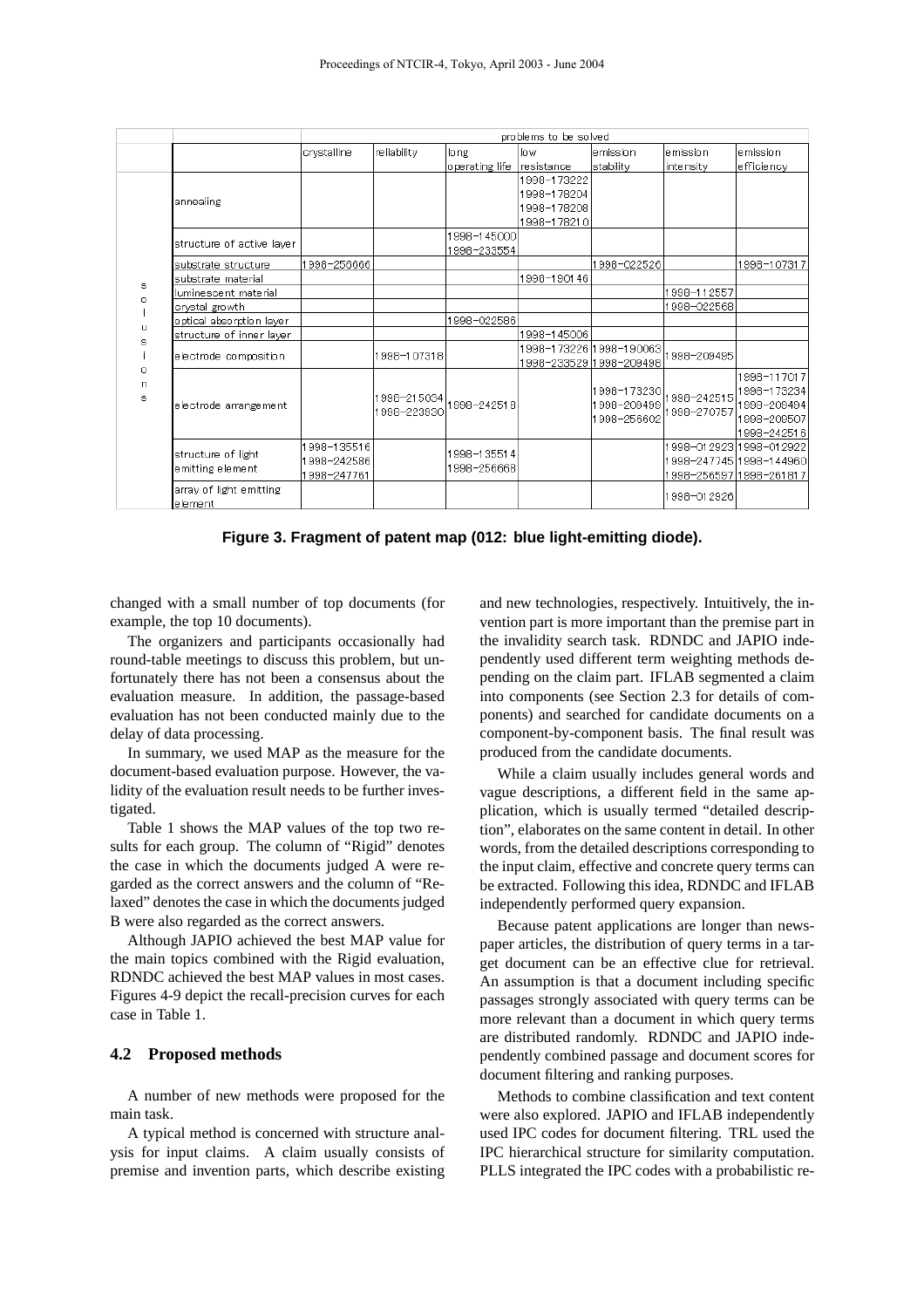|  |  | problems to be solved |  |  |  |  |  |  |
|---|---|---|---|---|---|---|---|---|
|  |  | crystalline | reliability | long operating life | low resistance | emission stability | emission intensity | emission efficiency |
| solutions | annealing |  |  |  | 1998-173222 1998-178204 1998-178208 1998-178210 |  |  |  |
|  | structure of active layer |  |  | 1998-145000 1998-233554 |  |  |  |  |
|  | substrate structure | 1998-256666 |  |  |  | 1998-022526 |  | 1998-107317 |
|  | substrate material |  |  |  | 1998-190146 |  |  |  |
|  | luminescent material |  |  |  |  |  | 1998-112557 |  |
|  | crystal growth |  |  |  |  |  | 1998-022568 |  |
|  | optical absorption layer |  |  | 1998-022586 |  |  |  |  |
|  | structure of inner layer |  |  |  | 1998-145006 |  |  |  |
|  | electrode composition |  | 1998-107318 |  | 1998-173226 1998-233529 | 1998-190063 1998-209498 | 1998-209495 |  |
|  | electrode arrangement |  | 1998-215034 1998-223930 | 1998-242518 |  | 1998-173230 1998-209499 1998-256602 | 1998-242515 1998-270757 | 1998-117017 1998-173234 1998-209494 1998-209507 1998-242516 |
|  | structure of light emitting element | 1998-135516 1998-242586 1998-247761 |  | 1998-135514 1998-256668 |  |  | 1998-012923 1998-247745 1998-256597 | 1998-012922 1998-144960 1998-261817 |
|  | array of light emitting element |  |  |  |  |  | 1998-012926 |  |

**Figure 3. Fragment of patent map (012: blue light-emitting diode).**

changed with a small number of top documents (for example, the top 10 documents).

The organizers and participants occasionally had round-table meetings to discuss this problem, but unfortunately there has not been a consensus about the evaluation measure. In addition, the passage-based evaluation has not been conducted mainly due to the delay of data processing.

In summary, we used MAP as the measure for the document-based evaluation purpose. However, the validity of the evaluation result needs to be further investigated.

Table 1 shows the MAP values of the top two results for each group. The column of "Rigid" denotes the case in which the documents judged A were regarded as the correct answers and the column of "Relaxed" denotes the case in which the documents judged B were also regarded as the correct answers.

Although JAPIO achieved the best MAP value for the main topics combined with the Rigid evaluation, RDNDC achieved the best MAP values in most cases. Figures 4-9 depict the recall-precision curves for each case in Table 1.

### 4.2 Proposed methods

A number of new methods were proposed for the main task.

A typical method is concerned with structure analysis for input claims. A claim usually consists of premise and invention parts, which describe existing and new technologies, respectively. Intuitively, the invention part is more important than the premise part in the invalidity search task. RDNDC and JAPIO independently used different term weighting methods depending on the claim part. IFLAB segmented a claim into components (see Section 2.3 for details of components) and searched for candidate documents on a component-by-component basis. The final result was produced from the candidate documents.

While a claim usually includes general words and vague descriptions, a different field in the same application, which is usually termed "detailed description", elaborates on the same content in detail. In other words, from the detailed descriptions corresponding to the input claim, effective and concrete query terms can be extracted. Following this idea, RDNDC and IFLAB independently performed query expansion.

Because patent applications are longer than newspaper articles, the distribution of query terms in a target document can be an effective clue for retrieval. An assumption is that a document including specific passages strongly associated with query terms can be more relevant than a document in which query terms are distributed randomly. RDNDC and JAPIO independently combined passage and document scores for document filtering and ranking purposes.

Methods to combine classification and text content were also explored. JAPIO and IFLAB independently used IPC codes for document filtering. TRL used the IPC hierarchical structure for similarity computation. PLLS integrated the IPC codes with a probabilistic re-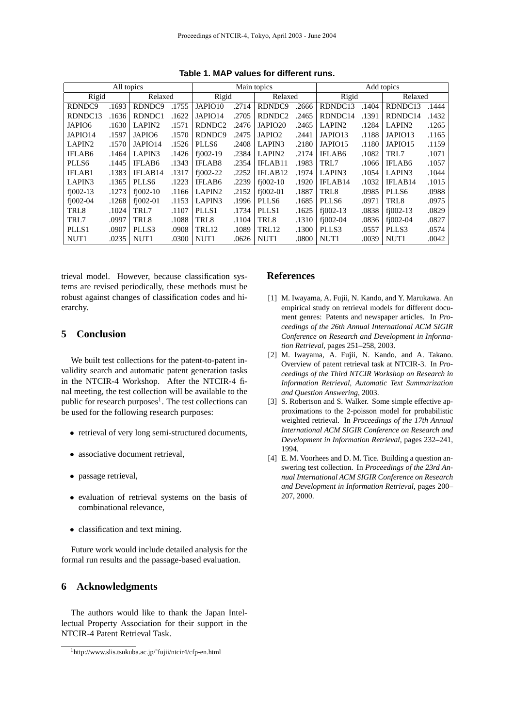**Table 1. MAP values for different runs.**

| All topics | | | | Main topics | | | | Add topics | | | |
|---|---|---|---|---|---|---|---|---|---|---|---|
| Rigid | | Relaxed | | Rigid | | Relaxed | | Rigid | | Relaxed | |
| RDNDC9 | .1693 | RDNDC9 | .1755 | JAPIO10 | .2714 | RDNDC9 | .2666 | RDNDC13 | .1404 | RDNDC13 | .1444 |
| RDNDC13 | .1636 | RDNDC1 | .1622 | JAPIO14 | .2705 | RDNDC2 | .2465 | RDNDC14 | .1391 | RDNDC14 | .1432 |
| JAPIO6 | .1630 | LAPIN2 | .1571 | RDNDC2 | .2476 | JAPIO20 | .2465 | LAPIN2 | .1284 | LAPIN2 | .1265 |
| JAPIO14 | .1597 | JAPIO6 | .1570 | RDNDC9 | .2475 | JAPIO2 | .2441 | JAPIO13 | .1188 | JAPIO13 | .1165 |
| LAPIN2 | .1570 | JAPIO14 | .1526 | PLLS6 | .2408 | LAPIN3 | .2180 | JAPIO15 | .1180 | JAPIO15 | .1159 |
| IFLAB6 | .1464 | LAPIN3 | .1426 | fj002-19 | .2384 | LAPIN2 | .2174 | IFLAB6 | .1082 | TRL7 | .1071 |
| PLLS6 | .1445 | IFLAB6 | .1343 | IFLAB8 | .2354 | IFLAB11 | .1983 | TRL7 | .1066 | IFLAB6 | .1057 |
| IFLAB1 | .1383 | IFLAB14 | .1317 | fj002-22 | .2252 | IFLAB12 | .1974 | LAPIN3 | .1054 | LAPIN3 | .1044 |
| LAPIN3 | .1365 | PLLS6 | .1223 | IFLAB6 | .2239 | fj002-10 | .1920 | IFLAB14 | .1032 | IFLAB14 | .1015 |
| fj002-13 | .1273 | fj002-10 | .1166 | LAPIN2 | .2152 | fj002-01 | .1887 | TRL8 | .0985 | PLLS6 | .0988 |
| fj002-04 | .1268 | fj002-01 | .1153 | LAPIN3 | .1996 | PLLS6 | .1685 | PLLS6 | .0971 | TRL8 | .0975 |
| TRL8 | .1024 | TRL7 | .1107 | PLLS1 | .1734 | PLLS1 | .1625 | fj002-13 | .0838 | fj002-13 | .0829 |
| TRL7 | .0997 | TRL8 | .1088 | TRL8 | .1104 | TRL8 | .1310 | fj002-04 | .0836 | fj002-04 | .0827 |
| PLLS1 | .0907 | PLLS3 | .0908 | TRL12 | .1089 | TRL12 | .1300 | PLLS3 | .0557 | PLLS3 | .0574 |
| NUT1 | .0235 | NUT1 | .0300 | NUT1 | .0626 | NUT1 | .0800 | NUT1 | .0039 | NUT1 | .0042 |

trieval model. However, because classification systems are revised periodically, these methods must be robust against changes of classification codes and hierarchy.

## 5 Conclusion

We built test collections for the patent-to-patent invalidity search and automatic patent generation tasks in the NTCIR-4 Workshop. After the NTCIR-4 final meeting, the test collection will be available to the public for research purposes[1]. The test collections can be used for the following research purposes:

- retrieval of very long semi-structured documents,
- associative document retrieval,
- passage retrieval,
- evaluation of retrieval systems on the basis of combinational relevance,
- classification and text mining.

Future work would include detailed analysis for the formal run results and the passage-based evaluation.

## 6 Acknowledgments

The authors would like to thank the Japan Intellectual Property Association for their support in the NTCIR-4 Patent Retrieval Task.

[1]http://www.slis.tsukuba.ac.jp/˜fujii/ntcir4/cfp-en.html

## References

[1] M. Iwayama, A. Fujii, N. Kando, and Y. Marukawa. An empirical study on retrieval models for different document genres: Patents and newspaper articles. In *Proceedings of the 26th Annual International ACM SIGIR Conference on Research and Development in Information Retrieval*, pages 251–258, 2003.

[2] M. Iwayama, A. Fujii, N. Kando, and A. Takano. Overview of patent retrieval task at NTCIR-3. In *Proceedings of the Third NTCIR Workshop on Research in Information Retrieval, Automatic Text Summarization and Question Answering*, 2003.

[3] S. Robertson and S. Walker. Some simple effective approximations to the 2-poisson model for probabilistic weighted retrieval. In *Proceedings of the 17th Annual International ACM SIGIR Conference on Research and Development in Information Retrieval*, pages 232–241, 1994.

[4] E. M. Voorhees and D. M. Tice. Building a question answering test collection. In *Proceedings of the 23rd Annual International ACM SIGIR Conference on Research and Development in Information Retrieval*, pages 200–207, 2000.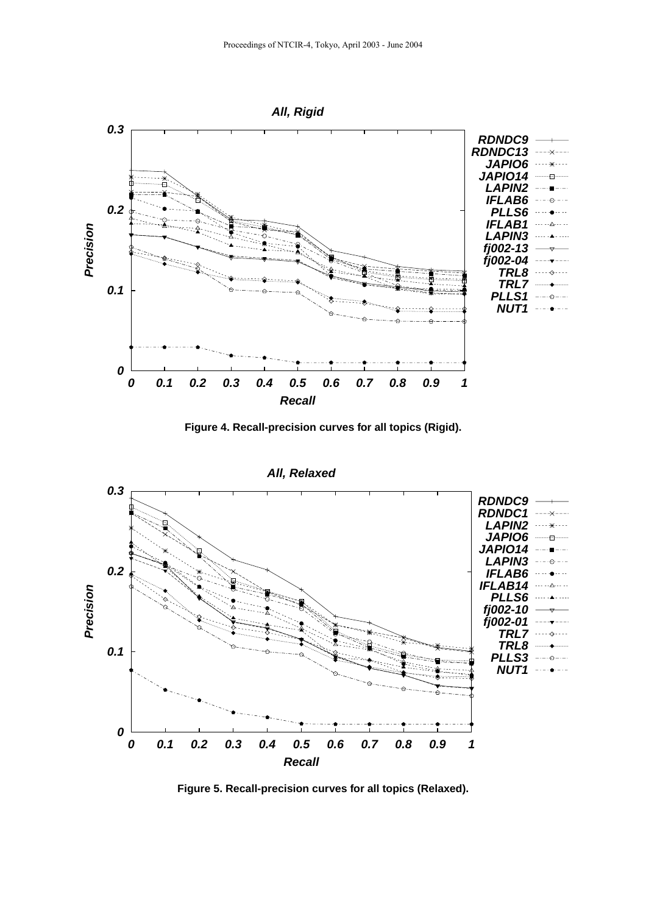Figure 4. Recall-precision curves for all topics (Rigid).

Figure 5. Recall-precision curves for all topics (Relaxed).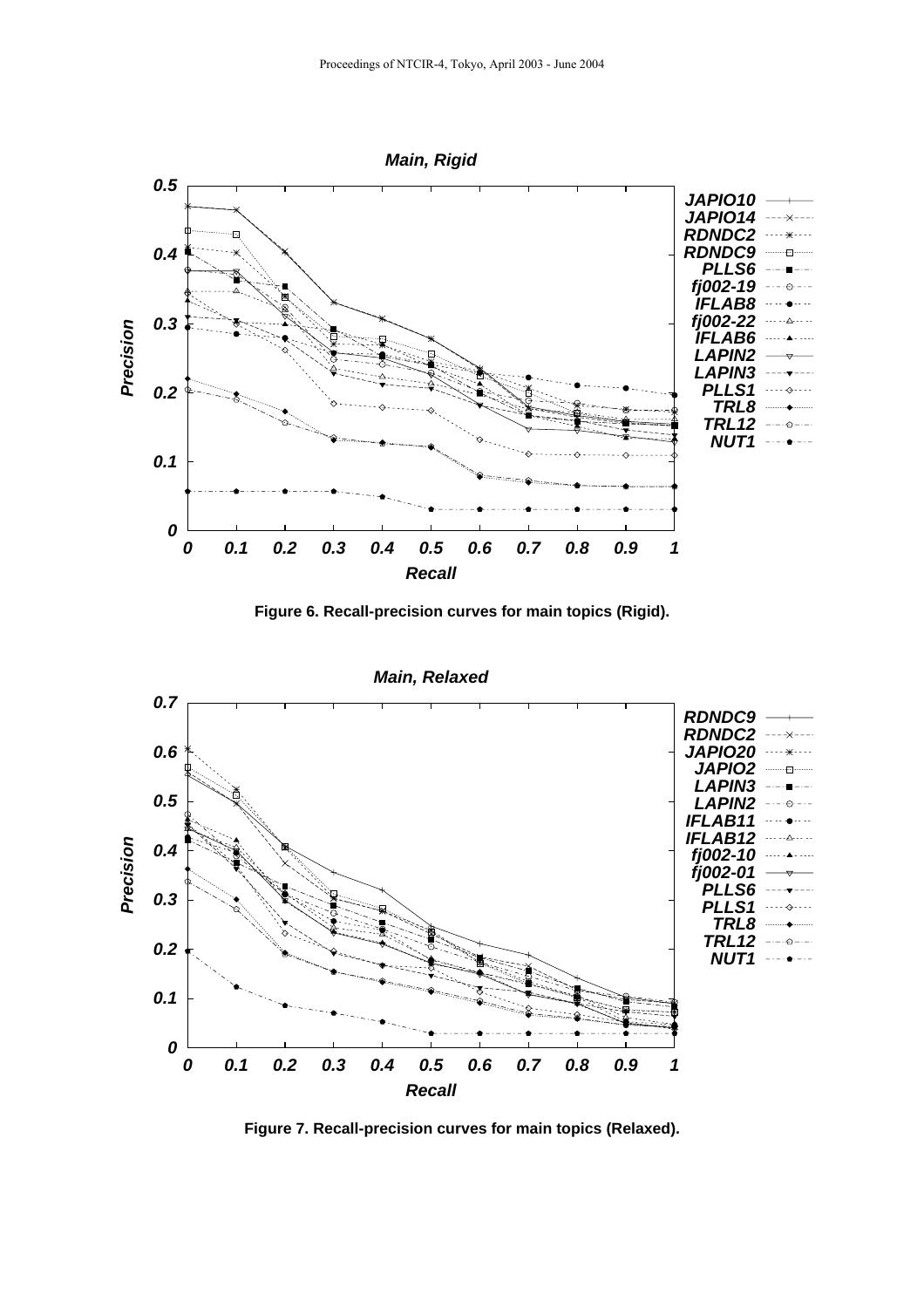Figure 6. Recall-precision curves for main topics (Rigid).

Figure 7. Recall-precision curves for main topics (Relaxed).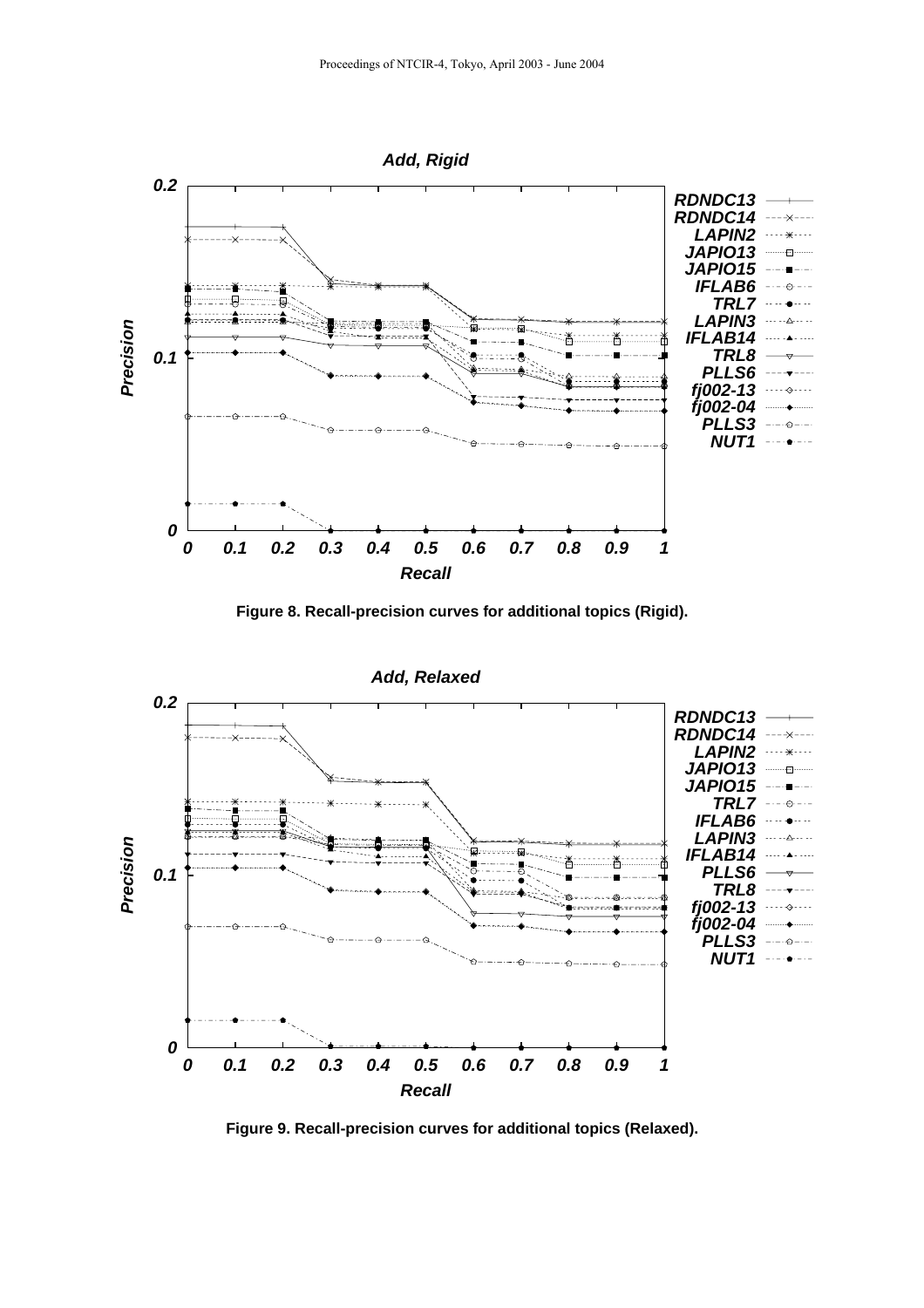Add, Rigid

0.2

Precision

0.1

0

0 0.1 0.2 0.3 0.4 0.5 0.6 0.7 0.8 0.9 1

Recall

RDNDC13
RDNDC14
LAPIN2
JAPIO13
JAPIO15
IFLAB6
TRL7
LAPIN3
IFLAB14
TRL8
PLLS6
fj002-13
fj002-04
PLLS3
NUT1

**Figure 8. Recall-precision curves for additional topics (Rigid).**

Add, Relaxed

0.2

Precision

0.1

0

0 0.1 0.2 0.3 0.4 0.5 0.6 0.7 0.8 0.9 1

Recall

RDNDC13
RDNDC14
LAPIN2
JAPIO13
JAPIO15
TRL7
IFLAB6
LAPIN3
IFLAB14
PLLS6
TRL8
fj002-13
fj002-04
PLLS3
NUT1

**Figure 9. Recall-precision curves for additional topics (Relaxed).**